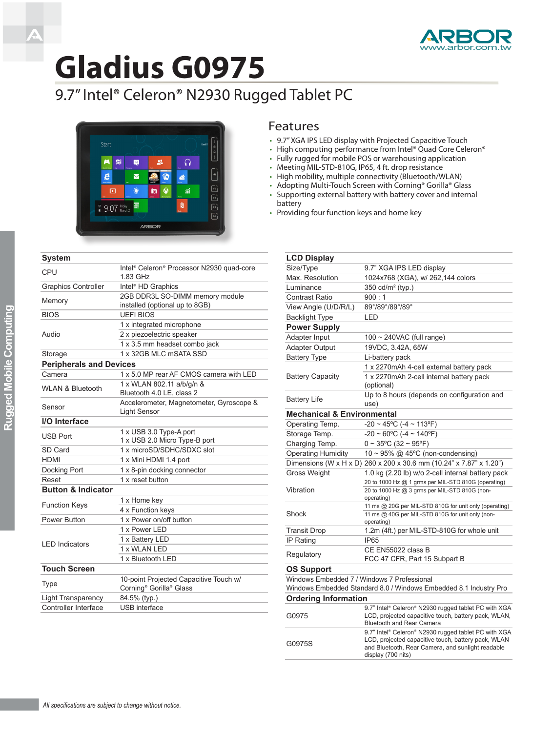ARBOR
www.arbor.com.tw

# Gladius G0975

## 9.7" Intel® Celeron® N2930 Rugged Tablet PC

## Features

- 9.7" XGA IPS LED display with Projected Capacitive Touch
- High computing performance from Intel® Quad Core Celeron®
- Fully rugged for mobile POS or warehousing application
- Meeting MIL-STD-810G, IP65, 4 ft. drop resistance
- High mobility, multiple connectivity (Bluetooth/WLAN)
- Adopting Multi-Touch Screen with Corning® Gorilla® Glass
- Supporting external battery with battery cover and internal battery
- Providing four function keys and home key

| **System** | |
|---|---|
| CPU | Intel® Celeron® Processor N2930 quad-core 1.83 GHz |
| Graphics Controller | Intel® HD Graphics |
| Memory | 2GB DDR3L SO-DIMM memory module installed (optional up to 8GB) |
| BIOS | UEFI BIOS |
| Audio | 1 x integrated microphone<br>2 x piezoelectric speaker<br>1 x 3.5 mm headset combo jack |
| Storage | 1 x 32GB MLC mSATA SSD |
| **Peripherals and Devices** | |
| Camera | 1 x 5.0 MP rear AF CMOS camera with LED |
| WLAN & Bluetooth | 1 x WLAN 802.11 a/b/g/n & Bluetooth 4.0 LE, class 2 |
| Sensor | Accelerometer, Magnetometer, Gyroscope & Light Sensor |
| **I/O Interface** | |
| USB Port | 1 x USB 3.0 Type-A port<br>1 x USB 2.0 Micro Type-B port |
| SD Card | 1 x microSD/SDHC/SDXC slot |
| HDMI | 1 x Mini HDMI 1.4 port |
| Docking Port | 1 x 8-pin docking connector |
| Reset | 1 x reset button |
| **Button & Indicator** | |
| Function Keys | 1 x Home key<br>4 x Function keys |
| Power Button | 1 x Power on/off button |
| LED Indicators | 1 x Power LED<br>1 x Battery LED<br>1 x WLAN LED<br>1 x Bluetooth LED |
| **Touch Screen** | |
| Type | 10-point Projected Capacitive Touch w/ Corning® Gorilla® Glass |
| Light Transparency | 84.5% (typ.) |
| Controller Interface | USB interface |

| **LCD Display** | |
|---|---|
| Size/Type | 9.7" XGA IPS LED display |
| Max. Resolution | 1024x768 (XGA), w/ 262,144 colors |
| Luminance | 350 cd/m² (typ.) |
| Contrast Ratio | 900 : 1 |
| View Angle (U/D/R/L) | 89°/89°/89°/89° |
| Backlight Type | LED |
| **Power Supply** | |
| Adapter Input | 100 ~ 240VAC (full range) |
| Adapter Output | 19VDC, 3.42A, 65W |
| Battery Type | Li-battery pack |
| Battery Capacity | 1 x 2270mAh 4-cell external battery pack<br>1 x 2270mAh 2-cell internal battery pack (optional) |
| Battery Life | Up to 8 hours (depends on configuration and use) |
| **Mechanical & Environmental** | |
| Operating Temp. | -20 ~ 45ºC (-4 ~ 113ºF) |
| Storage Temp. | -20 ~ 60ºC (-4 ~ 140ºF) |
| Charging Temp. | 0 ~ 35ºC (32 ~ 95ºF) |
| Operating Humidity | 10 ~ 95% @ 45ºC (non-condensing) |
| Dimensions (W x H x D) | 260 x 200 x 30.6 mm (10.24" x 7.87" x 1.20") |
| Gross Weight | 1.0 kg (2.20 lb) w/o 2-cell internal battery pack |
| Vibration | 20 to 1000 Hz @ 1 grms per MIL-STD 810G (operating)<br>20 to 1000 Hz @ 3 grms per MIL-STD 810G (non-operating) |
| Shock | 11 ms @ 20G per MIL-STD 810G for unit only (operating)<br>11 ms @ 40G per MIL-STD 810G for unit only (non-operating) |
| Transit Drop | 1.2m (4ft.) per MIL-STD-810G for whole unit |
| IP Rating | IP65 |
| Regulatory | CE EN55022 class B<br>FCC 47 CFR, Part 15 Subpart B |

**OS Support**

Windows Embedded 7 / Windows 7 Professional
Windows Embedded Standard 8.0 / Windows Embedded 8.1 Industry Pro

| **Ordering Information** | |
|---|---|
| G0975 | 9.7" Intel® Celeron® N2930 rugged tablet PC with XGA LCD, projected capacitive touch, battery pack, WLAN, Bluetooth and Rear Camera |
| G0975S | 9.7" Intel® Celeron® N2930 rugged tablet PC with XGA LCD, projected capacitive touch, battery pack, WLAN and Bluetooth, Rear Camera, and sunlight readable display (700 nits) |

*All specifications are subject to change without notice.*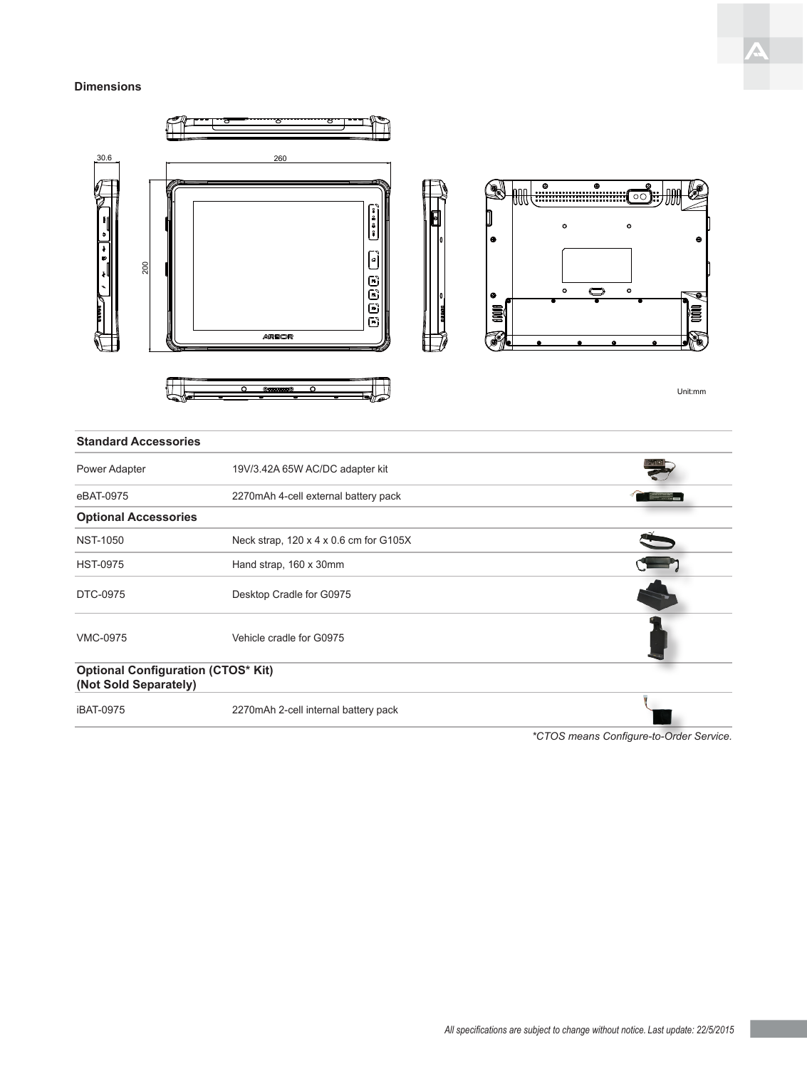## Dimensions

30.6

260

200

Unit:mm

| Standard Accessories | |
|---|---|
| Power Adapter | 19V/3.42A 65W AC/DC adapter kit |
| eBAT-0975 | 2270mAh 4-cell external battery pack |
| **Optional Accessories** | |
| NST-1050 | Neck strap, 120 x 4 x 0.6 cm for G105X |
| HST-0975 | Hand strap, 160 x 30mm |
| DTC-0975 | Desktop Cradle for G0975 |
| VMC-0975 | Vehicle cradle for G0975 |
| **Optional Configuration (CTOS* Kit) (Not Sold Separately)** | |
| iBAT-0975 | 2270mAh 2-cell internal battery pack |

*\*CTOS means Configure-to-Order Service.*

*All specifications are subject to change without notice. Last update: 22/5/2015*